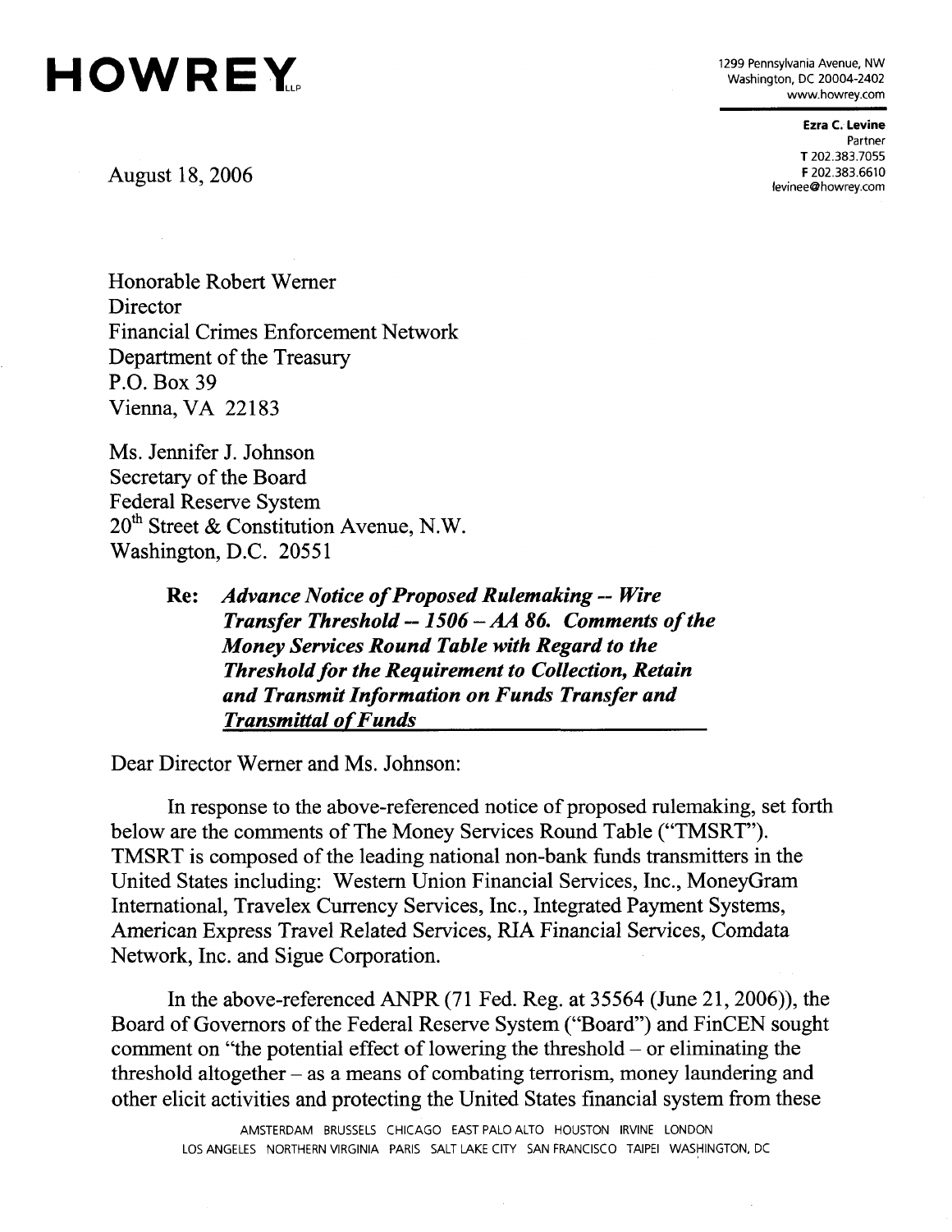# HOWREY LLP

1299 Pennsylvania Avenue, NW
Washington, DC 20004-2402
www.howrey.com

**Ezra C. Levine**
Partner
T 202.383.7055
F 202.383.6610
levinee@howrey.com

August 18, 2006

Honorable Robert Werner
Director
Financial Crimes Enforcement Network
Department of the Treasury
P.O. Box 39
Vienna, VA 22183

Ms. Jennifer J. Johnson
Secretary of the Board
Federal Reserve System
20th Street & Constitution Avenue, N.W.
Washington, D.C. 20551

**Re:** ***Advance Notice of Proposed Rulemaking -- Wire Transfer Threshold -- 1506 – AA 86. Comments of the Money Services Round Table with Regard to the Threshold for the Requirement to Collection, Retain and Transmit Information on Funds Transfer and Transmittal of Funds***

Dear Director Werner and Ms. Johnson:

In response to the above-referenced notice of proposed rulemaking, set forth below are the comments of The Money Services Round Table ("TMSRT"). TMSRT is composed of the leading national non-bank funds transmitters in the United States including: Western Union Financial Services, Inc., MoneyGram International, Travelex Currency Services, Inc., Integrated Payment Systems, American Express Travel Related Services, RIA Financial Services, Comdata Network, Inc. and Sigue Corporation.

In the above-referenced ANPR (71 Fed. Reg. at 35564 (June 21, 2006)), the Board of Governors of the Federal Reserve System ("Board") and FinCEN sought comment on "the potential effect of lowering the threshold – or eliminating the threshold altogether – as a means of combating terrorism, money laundering and other elicit activities and protecting the United States financial system from these

AMSTERDAM BRUSSELS CHICAGO EAST PALO ALTO HOUSTON IRVINE LONDON
LOS ANGELES NORTHERN VIRGINIA PARIS SALT LAKE CITY SAN FRANCISCO TAIPEI WASHINGTON, DC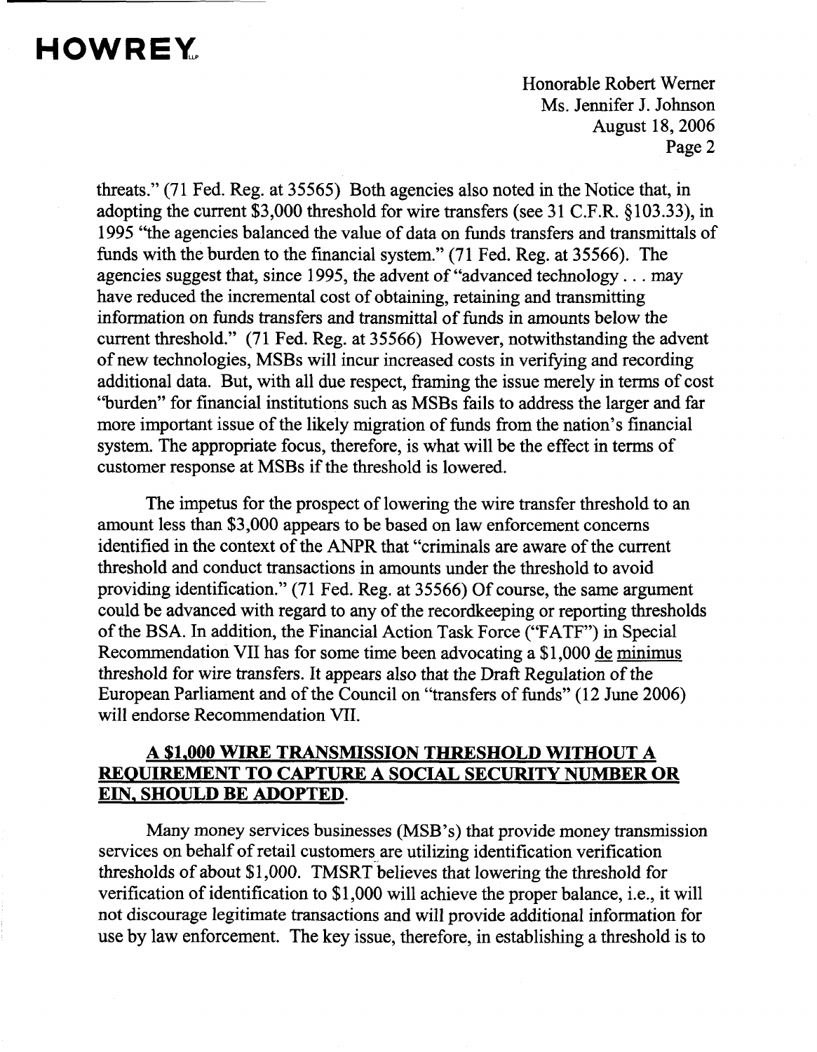threats." (71 Fed. Reg. at 35565) Both agencies also noted in the Notice that, in adopting the current $3,000 threshold for wire transfers (see 31 C.F.R. §103.33), in 1995 "the agencies balanced the value of data on funds transfers and transmittals of funds with the burden to the financial system." (71 Fed. Reg. at 35566). The agencies suggest that, since 1995, the advent of "advanced technology . . . may have reduced the incremental cost of obtaining, retaining and transmitting information on funds transfers and transmittal of funds in amounts below the current threshold." (71 Fed. Reg. at 35566) However, notwithstanding the advent of new technologies, MSBs will incur increased costs in verifying and recording additional data. But, with all due respect, framing the issue merely in terms of cost "burden" for financial institutions such as MSBs fails to address the larger and far more important issue of the likely migration of funds from the nation's financial system. The appropriate focus, therefore, is what will be the effect in terms of customer response at MSBs if the threshold is lowered.

The impetus for the prospect of lowering the wire transfer threshold to an amount less than $3,000 appears to be based on law enforcement concerns identified in the context of the ANPR that "criminals are aware of the current threshold and conduct transactions in amounts under the threshold to avoid providing identification." (71 Fed. Reg. at 35566) Of course, the same argument could be advanced with regard to any of the recordkeeping or reporting thresholds of the BSA. In addition, the Financial Action Task Force ("FATF") in Special Recommendation VII has for some time been advocating a $1,000 de minimus threshold for wire transfers. It appears also that the Draft Regulation of the European Parliament and of the Council on "transfers of funds" (12 June 2006) will endorse Recommendation VII.

## A $1,000 WIRE TRANSMISSION THRESHOLD WITHOUT A REQUIREMENT TO CAPTURE A SOCIAL SECURITY NUMBER OR EIN, SHOULD BE ADOPTED.

Many money services businesses (MSB's) that provide money transmission services on behalf of retail customers are utilizing identification verification thresholds of about $1,000. TMSRT believes that lowering the threshold for verification of identification to $1,000 will achieve the proper balance, i.e., it will not discourage legitimate transactions and will provide additional information for use by law enforcement. The key issue, therefore, in establishing a threshold is to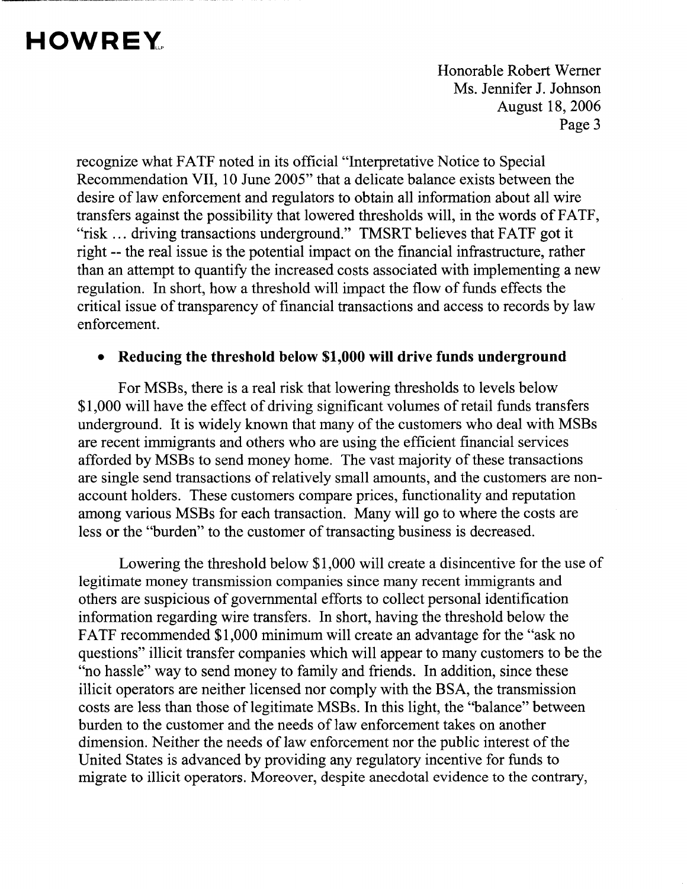recognize what FATF noted in its official "Interpretative Notice to Special Recommendation VII, 10 June 2005" that a delicate balance exists between the desire of law enforcement and regulators to obtain all information about all wire transfers against the possibility that lowered thresholds will, in the words of FATF, "risk … driving transactions underground." TMSRT believes that FATF got it right -- the real issue is the potential impact on the financial infrastructure, rather than an attempt to quantify the increased costs associated with implementing a new regulation. In short, how a threshold will impact the flow of funds effects the critical issue of transparency of financial transactions and access to records by law enforcement.

- **Reducing the threshold below $1,000 will drive funds underground**

For MSBs, there is a real risk that lowering thresholds to levels below $1,000 will have the effect of driving significant volumes of retail funds transfers underground. It is widely known that many of the customers who deal with MSBs are recent immigrants and others who are using the efficient financial services afforded by MSBs to send money home. The vast majority of these transactions are single send transactions of relatively small amounts, and the customers are non-account holders. These customers compare prices, functionality and reputation among various MSBs for each transaction. Many will go to where the costs are less or the "burden" to the customer of transacting business is decreased.

Lowering the threshold below $1,000 will create a disincentive for the use of legitimate money transmission companies since many recent immigrants and others are suspicious of governmental efforts to collect personal identification information regarding wire transfers. In short, having the threshold below the FATF recommended $1,000 minimum will create an advantage for the "ask no questions" illicit transfer companies which will appear to many customers to be the "no hassle" way to send money to family and friends. In addition, since these illicit operators are neither licensed nor comply with the BSA, the transmission costs are less than those of legitimate MSBs. In this light, the "balance" between burden to the customer and the needs of law enforcement takes on another dimension. Neither the needs of law enforcement nor the public interest of the United States is advanced by providing any regulatory incentive for funds to migrate to illicit operators. Moreover, despite anecdotal evidence to the contrary,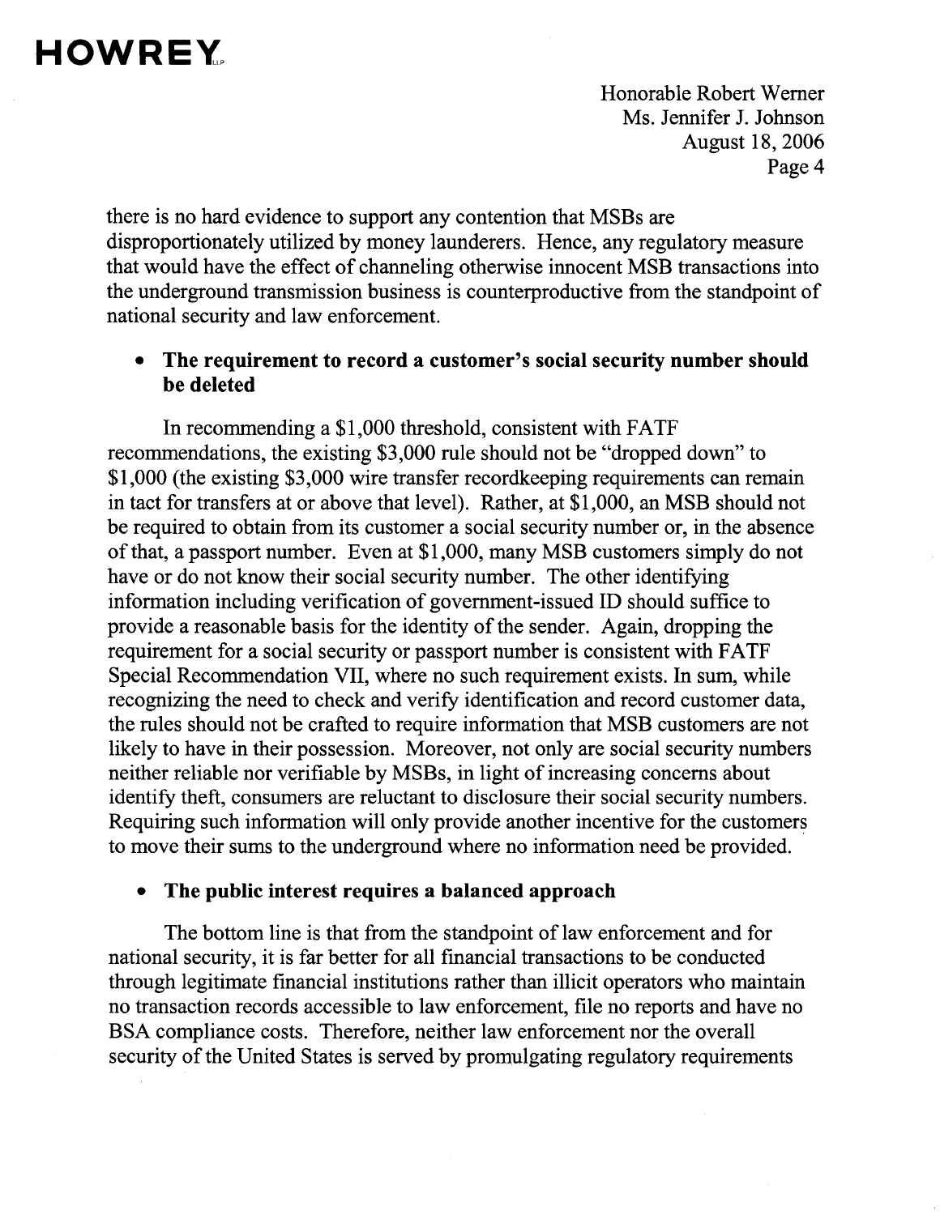there is no hard evidence to support any contention that MSBs are disproportionately utilized by money launderers. Hence, any regulatory measure that would have the effect of channeling otherwise innocent MSB transactions into the underground transmission business is counterproductive from the standpoint of national security and law enforcement.

- **The requirement to record a customer's social security number should be deleted**

In recommending a $1,000 threshold, consistent with FATF recommendations, the existing $3,000 rule should not be "dropped down" to $1,000 (the existing $3,000 wire transfer recordkeeping requirements can remain in tact for transfers at or above that level). Rather, at $1,000, an MSB should not be required to obtain from its customer a social security number or, in the absence of that, a passport number. Even at $1,000, many MSB customers simply do not have or do not know their social security number. The other identifying information including verification of government-issued ID should suffice to provide a reasonable basis for the identity of the sender. Again, dropping the requirement for a social security or passport number is consistent with FATF Special Recommendation VII, where no such requirement exists. In sum, while recognizing the need to check and verify identification and record customer data, the rules should not be crafted to require information that MSB customers are not likely to have in their possession. Moreover, not only are social security numbers neither reliable nor verifiable by MSBs, in light of increasing concerns about identify theft, consumers are reluctant to disclosure their social security numbers. Requiring such information will only provide another incentive for the customers to move their sums to the underground where no information need be provided.

- **The public interest requires a balanced approach**

The bottom line is that from the standpoint of law enforcement and for national security, it is far better for all financial transactions to be conducted through legitimate financial institutions rather than illicit operators who maintain no transaction records accessible to law enforcement, file no reports and have no BSA compliance costs. Therefore, neither law enforcement nor the overall security of the United States is served by promulgating regulatory requirements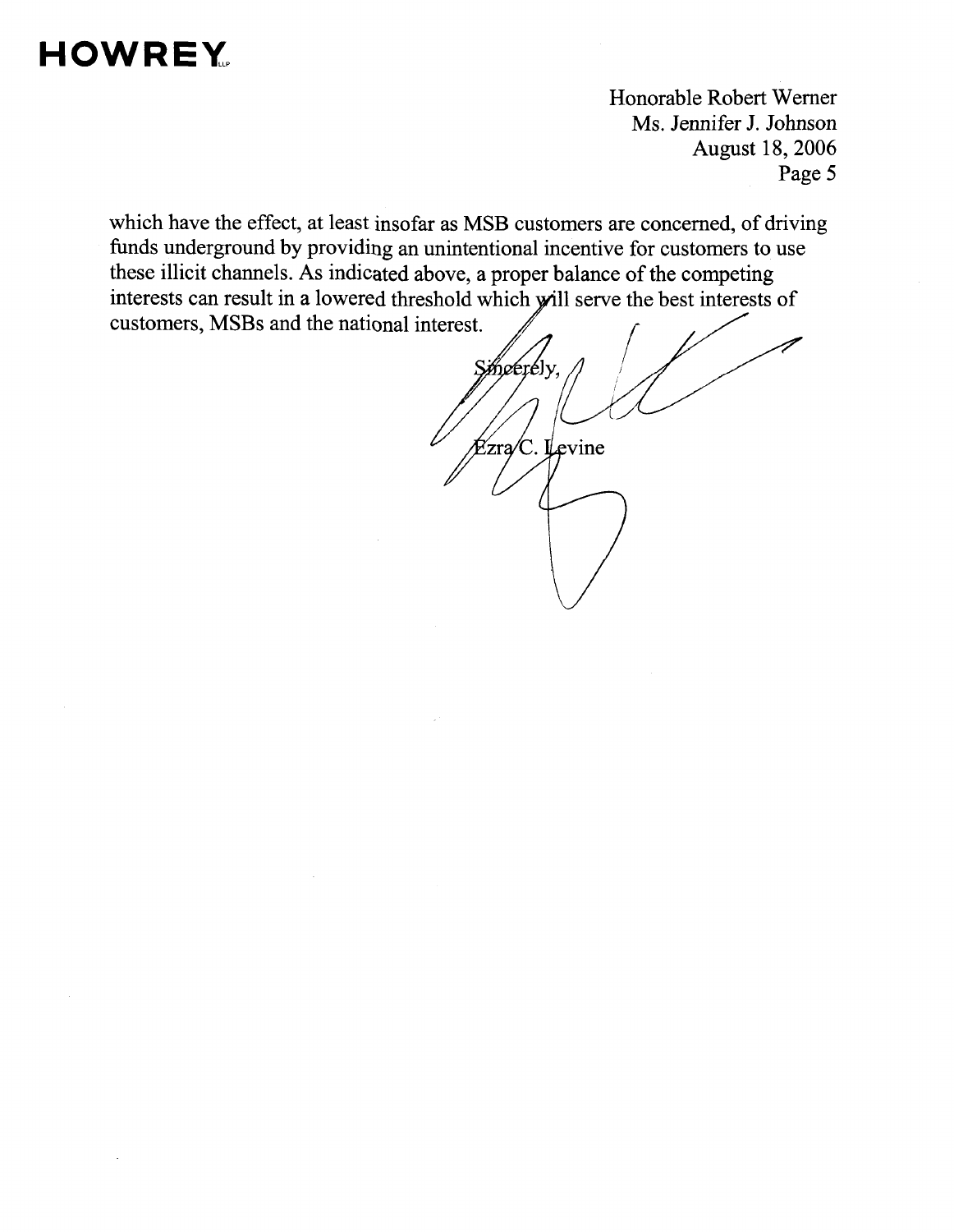which have the effect, at least insofar as MSB customers are concerned, of driving funds underground by providing an unintentional incentive for customers to use these illicit channels. As indicated above, a proper balance of the competing interests can result in a lowered threshold which will serve the best interests of customers, MSBs and the national interest.

Sincerely,

Ezra C. Levine